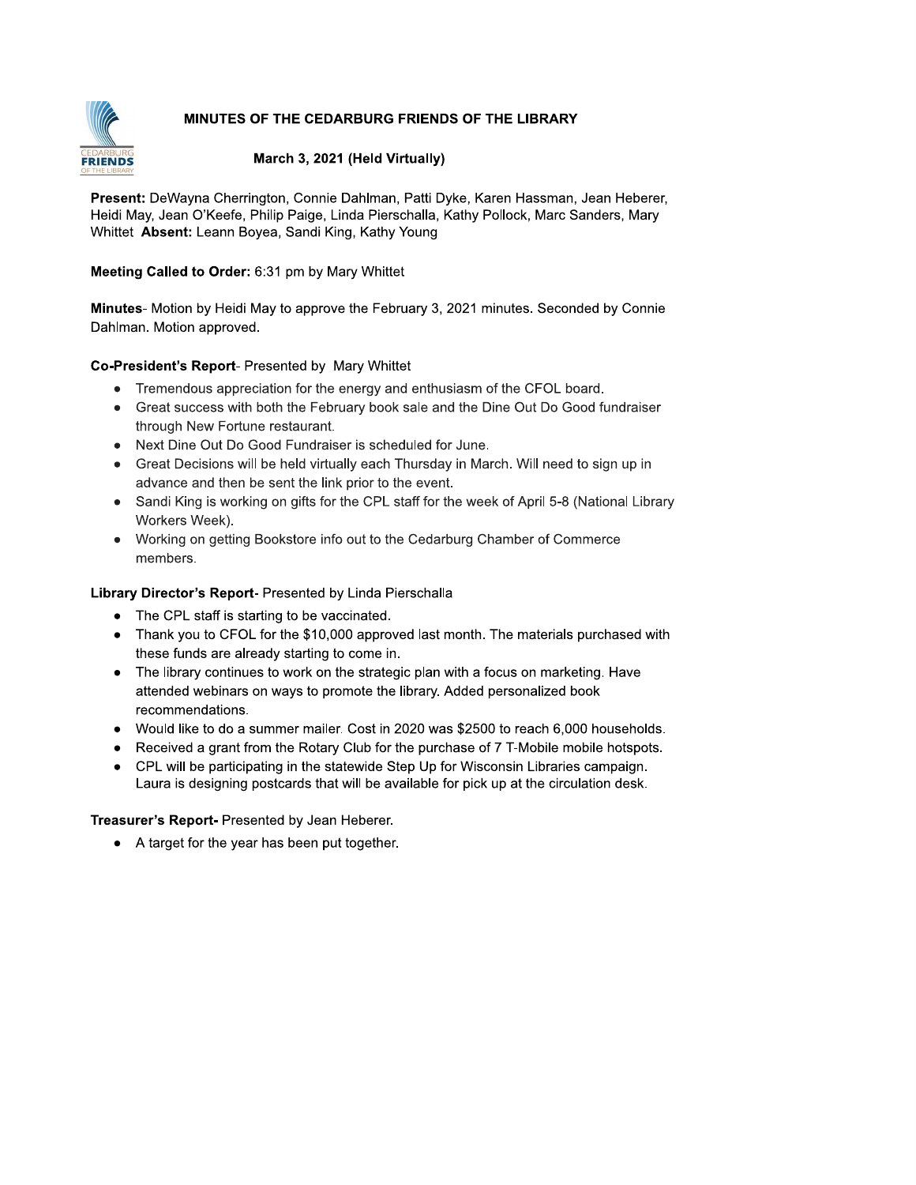# MINUTES OF THE CEDARBURG FRIENDS OF THE LIBRARY

**March 3, 2021 (Held Virtually)**

**Present:** DeWayna Cherrington, Connie Dahlman, Patti Dyke, Karen Hassman, Jean Heberer, Heidi May, Jean O'Keefe, Philip Paige, Linda Pierschalla, Kathy Pollock, Marc Sanders, Mary Whittet **Absent:** Leann Boyea, Sandi King, Kathy Young

**Meeting Called to Order:** 6:31 pm by Mary Whittet

**Minutes**- Motion by Heidi May to approve the February 3, 2021 minutes. Seconded by Connie Dahlman. Motion approved.

**Co-President's Report**- Presented by Mary Whittet

- Tremendous appreciation for the energy and enthusiasm of the CFOL board.
- Great success with both the February book sale and the Dine Out Do Good fundraiser through New Fortune restaurant.
- Next Dine Out Do Good Fundraiser is scheduled for June.
- Great Decisions will be held virtually each Thursday in March. Will need to sign up in advance and then be sent the link prior to the event.
- Sandi King is working on gifts for the CPL staff for the week of April 5-8 (National Library Workers Week).
- Working on getting Bookstore info out to the Cedarburg Chamber of Commerce members.

**Library Director's Report**- Presented by Linda Pierschalla

- The CPL staff is starting to be vaccinated.
- Thank you to CFOL for the $10,000 approved last month. The materials purchased with these funds are already starting to come in.
- The library continues to work on the strategic plan with a focus on marketing. Have attended webinars on ways to promote the library. Added personalized book recommendations.
- Would like to do a summer mailer. Cost in 2020 was $2500 to reach 6,000 households.
- Received a grant from the Rotary Club for the purchase of 7 T-Mobile mobile hotspots.
- CPL will be participating in the statewide Step Up for Wisconsin Libraries campaign. Laura is designing postcards that will be available for pick up at the circulation desk.

**Treasurer's Report-** Presented by Jean Heberer.

- A target for the year has been put together.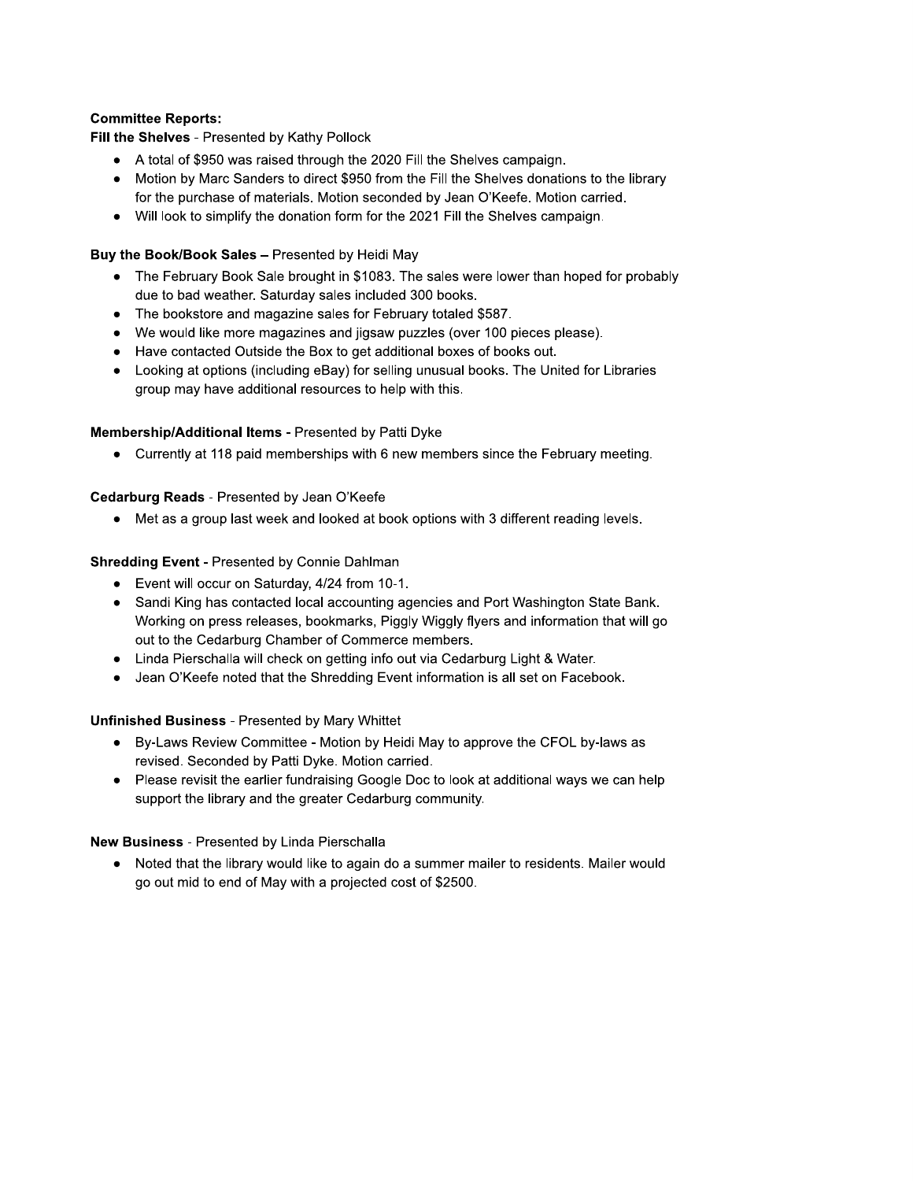**Committee Reports:**

**Fill the Shelves** - Presented by Kathy Pollock

- A total of $950 was raised through the 2020 Fill the Shelves campaign.
- Motion by Marc Sanders to direct $950 from the Fill the Shelves donations to the library for the purchase of materials. Motion seconded by Jean O'Keefe. Motion carried.
- Will look to simplify the donation form for the 2021 Fill the Shelves campaign.

**Buy the Book/Book Sales –** Presented by Heidi May

- The February Book Sale brought in $1083. The sales were lower than hoped for probably due to bad weather. Saturday sales included 300 books.
- The bookstore and magazine sales for February totaled $587.
- We would like more magazines and jigsaw puzzles (over 100 pieces please).
- Have contacted Outside the Box to get additional boxes of books out.
- Looking at options (including eBay) for selling unusual books. The United for Libraries group may have additional resources to help with this.

**Membership/Additional Items** - Presented by Patti Dyke

- Currently at 118 paid memberships with 6 new members since the February meeting.

**Cedarburg Reads** - Presented by Jean O'Keefe

- Met as a group last week and looked at book options with 3 different reading levels.

**Shredding Event** - Presented by Connie Dahlman

- Event will occur on Saturday, 4/24 from 10-1.
- Sandi King has contacted local accounting agencies and Port Washington State Bank. Working on press releases, bookmarks, Piggly Wiggly flyers and information that will go out to the Cedarburg Chamber of Commerce members.
- Linda Pierschalla will check on getting info out via Cedarburg Light & Water.
- Jean O'Keefe noted that the Shredding Event information is all set on Facebook.

**Unfinished Business** - Presented by Mary Whittet

- By-Laws Review Committee - Motion by Heidi May to approve the CFOL by-laws as revised. Seconded by Patti Dyke. Motion carried.
- Please revisit the earlier fundraising Google Doc to look at additional ways we can help support the library and the greater Cedarburg community.

**New Business** - Presented by Linda Pierschalla

- Noted that the library would like to again do a summer mailer to residents. Mailer would go out mid to end of May with a projected cost of $2500.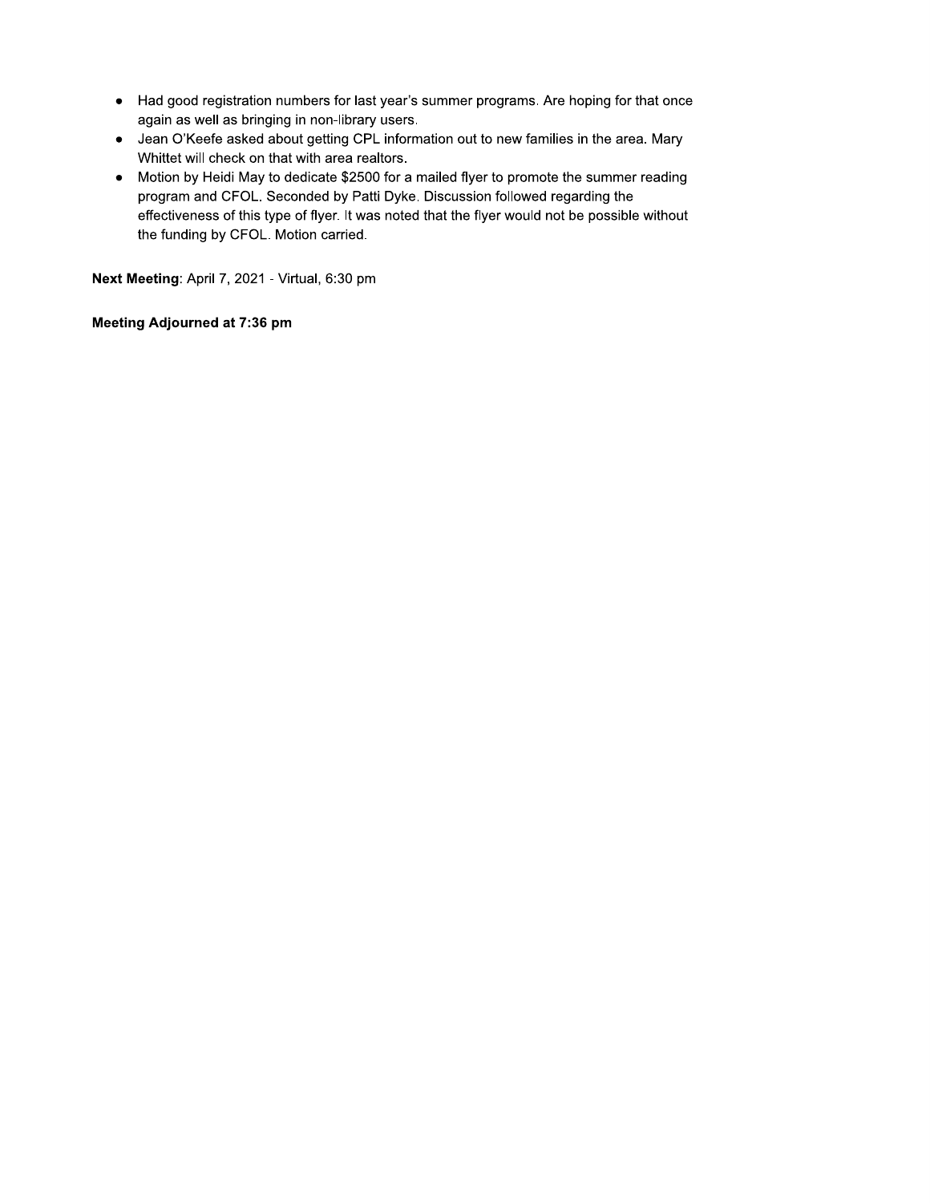- Had good registration numbers for last year's summer programs. Are hoping for that once again as well as bringing in non-library users.
- Jean O'Keefe asked about getting CPL information out to new families in the area. Mary Whittet will check on that with area realtors.
- Motion by Heidi May to dedicate $2500 for a mailed flyer to promote the summer reading program and CFOL. Seconded by Patti Dyke. Discussion followed regarding the effectiveness of this type of flyer. It was noted that the flyer would not be possible without the funding by CFOL. Motion carried.

**Next Meeting**: April 7, 2021 - Virtual, 6:30 pm

**Meeting Adjourned at 7:36 pm**